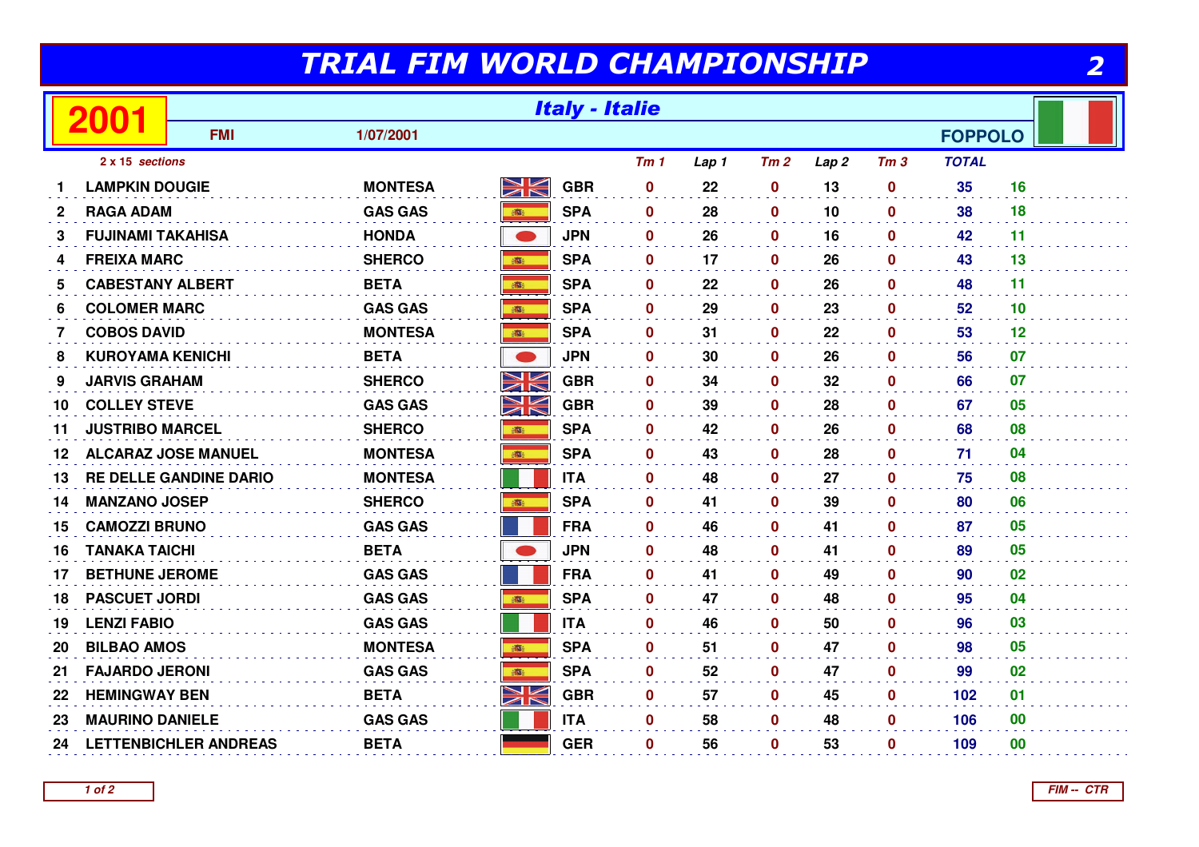# TRIAL FIM WORLD CHAMPIONSHIP

**2001** — *Italy - Italie*

FMI — 1/07/2001 — FOPPOLO

*2 x 15 sections*

| | | | | Tm 1 | Lap 1 | Tm 2 | Lap 2 | Tm 3 | TOTAL | |
|---|---|---|---|---|---|---|---|---|---|---|
| 1 | LAMPKIN DOUGIE | MONTESA | GBR | 0 | 22 | 0 | 13 | 0 | 35 | 16 |
| 2 | RAGA ADAM | GAS GAS | SPA | 0 | 28 | 0 | 10 | 0 | 38 | 18 |
| 3 | FUJINAMI TAKAHISA | HONDA | JPN | 0 | 26 | 0 | 16 | 0 | 42 | 11 |
| 4 | FREIXA MARC | SHERCO | SPA | 0 | 17 | 0 | 26 | 0 | 43 | 13 |
| 5 | CABESTANY ALBERT | BETA | SPA | 0 | 22 | 0 | 26 | 0 | 48 | 11 |
| 6 | COLOMER MARC | GAS GAS | SPA | 0 | 29 | 0 | 23 | 0 | 52 | 10 |
| 7 | COBOS DAVID | MONTESA | SPA | 0 | 31 | 0 | 22 | 0 | 53 | 12 |
| 8 | KUROYAMA KENICHI | BETA | JPN | 0 | 30 | 0 | 26 | 0 | 56 | 07 |
| 9 | JARVIS GRAHAM | SHERCO | GBR | 0 | 34 | 0 | 32 | 0 | 66 | 07 |
| 10 | COLLEY STEVE | GAS GAS | GBR | 0 | 39 | 0 | 28 | 0 | 67 | 05 |
| 11 | JUSTRIBO MARCEL | SHERCO | SPA | 0 | 42 | 0 | 26 | 0 | 68 | 08 |
| 12 | ALCARAZ JOSE MANUEL | MONTESA | SPA | 0 | 43 | 0 | 28 | 0 | 71 | 04 |
| 13 | RE DELLE GANDINE DARIO | MONTESA | ITA | 0 | 48 | 0 | 27 | 0 | 75 | 08 |
| 14 | MANZANO JOSEP | SHERCO | SPA | 0 | 41 | 0 | 39 | 0 | 80 | 06 |
| 15 | CAMOZZI BRUNO | GAS GAS | FRA | 0 | 46 | 0 | 41 | 0 | 87 | 05 |
| 16 | TANAKA TAICHI | BETA | JPN | 0 | 48 | 0 | 41 | 0 | 89 | 05 |
| 17 | BETHUNE JEROME | GAS GAS | FRA | 0 | 41 | 0 | 49 | 0 | 90 | 02 |
| 18 | PASCUET JORDI | GAS GAS | SPA | 0 | 47 | 0 | 48 | 0 | 95 | 04 |
| 19 | LENZI FABIO | GAS GAS | ITA | 0 | 46 | 0 | 50 | 0 | 96 | 03 |
| 20 | BILBAO AMOS | MONTESA | SPA | 0 | 51 | 0 | 47 | 0 | 98 | 05 |
| 21 | FAJARDO JERONI | GAS GAS | SPA | 0 | 52 | 0 | 47 | 0 | 99 | 02 |
| 22 | HEMINGWAY BEN | BETA | GBR | 0 | 57 | 0 | 45 | 0 | 102 | 01 |
| 23 | MAURINO DANIELE | GAS GAS | ITA | 0 | 58 | 0 | 48 | 0 | 106 | 00 |
| 24 | LETTENBICHLER ANDREAS | BETA | GER | 0 | 56 | 0 | 53 | 0 | 109 | 00 |

FIM -- CTR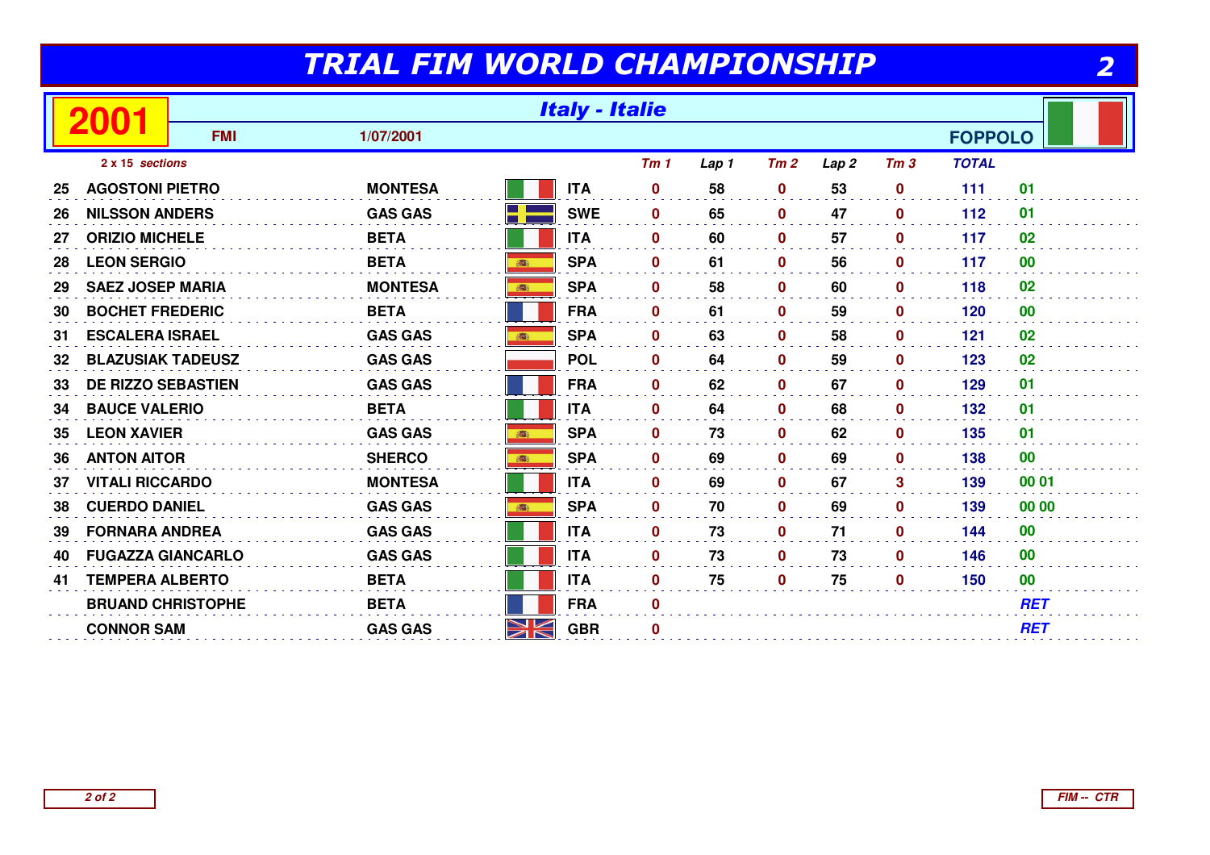# TRIAL FIM WORLD CHAMPIONSHIP

## 2001 — Italy - Italie

FMI — 1/07/2001 — FOPPOLO

2 x 15 *sections*

| | | | | *Tm 1* | *Lap 1* | *Tm 2* | *Lap 2* | *Tm 3* | *TOTAL* | |
|---|---|---|---|---|---|---|---|---|---|---|
| 25 | AGOSTONI PIETRO | MONTESA | ITA | 0 | 58 | 0 | 53 | 0 | 111 | 01 |
| 26 | NILSSON ANDERS | GAS GAS | SWE | 0 | 65 | 0 | 47 | 0 | 112 | 01 |
| 27 | ORIZIO MICHELE | BETA | ITA | 0 | 60 | 0 | 57 | 0 | 117 | 02 |
| 28 | LEON SERGIO | BETA | SPA | 0 | 61 | 0 | 56 | 0 | 117 | 00 |
| 29 | SAEZ JOSEP MARIA | MONTESA | SPA | 0 | 58 | 0 | 60 | 0 | 118 | 02 |
| 30 | BOCHET FREDERIC | BETA | FRA | 0 | 61 | 0 | 59 | 0 | 120 | 00 |
| 31 | ESCALERA ISRAEL | GAS GAS | SPA | 0 | 63 | 0 | 58 | 0 | 121 | 02 |
| 32 | BLAZUSIAK TADEUSZ | GAS GAS | POL | 0 | 64 | 0 | 59 | 0 | 123 | 02 |
| 33 | DE RIZZO SEBASTIEN | GAS GAS | FRA | 0 | 62 | 0 | 67 | 0 | 129 | 01 |
| 34 | BAUCE VALERIO | BETA | ITA | 0 | 64 | 0 | 68 | 0 | 132 | 01 |
| 35 | LEON XAVIER | GAS GAS | SPA | 0 | 73 | 0 | 62 | 0 | 135 | 01 |
| 36 | ANTON AITOR | SHERCO | SPA | 0 | 69 | 0 | 69 | 0 | 138 | 00 |
| 37 | VITALI RICCARDO | MONTESA | ITA | 0 | 69 | 0 | 67 | 3 | 139 | 00 01 |
| 38 | CUERDO DANIEL | GAS GAS | SPA | 0 | 70 | 0 | 69 | 0 | 139 | 00 00 |
| 39 | FORNARA ANDREA | GAS GAS | ITA | 0 | 73 | 0 | 71 | 0 | 144 | 00 |
| 40 | FUGAZZA GIANCARLO | GAS GAS | ITA | 0 | 73 | 0 | 73 | 0 | 146 | 00 |
| 41 | TEMPERA ALBERTO | BETA | ITA | 0 | 75 | 0 | 75 | 0 | 150 | 00 |
| | BRUAND CHRISTOPHE | BETA | FRA | 0 | | | | | | *RET* |
| | CONNOR SAM | GAS GAS | GBR | 0 | | | | | | *RET* |

*FIM -- CTR*